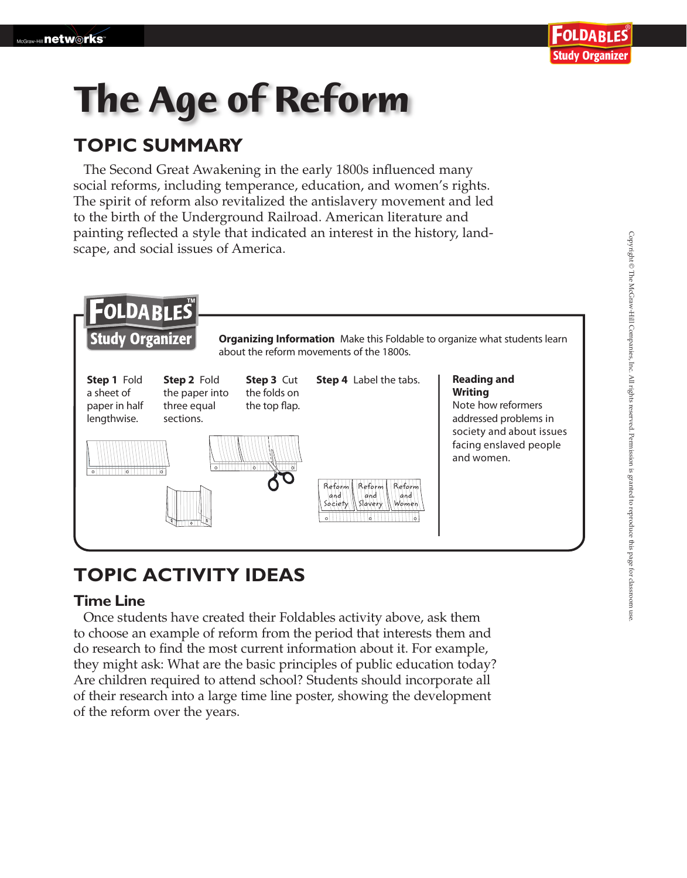# The Age of Reform

## TOPIC SUMMARY

The Second Great Awakening in the early 1800s influenced many social reforms, including temperance, education, and women's rights. The spirit of reform also revitalized the antislavery movement and led to the birth of the Underground Railroad. American literature and painting reflected a style that indicated an interest in the history, landscape, and social issues of America.

**FOLDABLES Study Organizer**

**Organizing Information** Make this Foldable to organize what students learn about the reform movements of the 1800s.

**Step 1** Fold a sheet of paper in half lengthwise.

**Step 2** Fold the paper into three equal sections.

**Step 3** Cut the folds on the top flap.

**Step 4** Label the tabs.

Reform and Society | Reform and Slavery | Reform and Women

**Reading and Writing**
Note how reformers addressed problems in society and about issues facing enslaved people and women.

## TOPIC ACTIVITY IDEAS

### Time Line

Once students have created their Foldables activity above, ask them to choose an example of reform from the period that interests them and do research to find the most current information about it. For example, they might ask: What are the basic principles of public education today? Are children required to attend school? Students should incorporate all of their research into a large time line poster, showing the development of the reform over the years.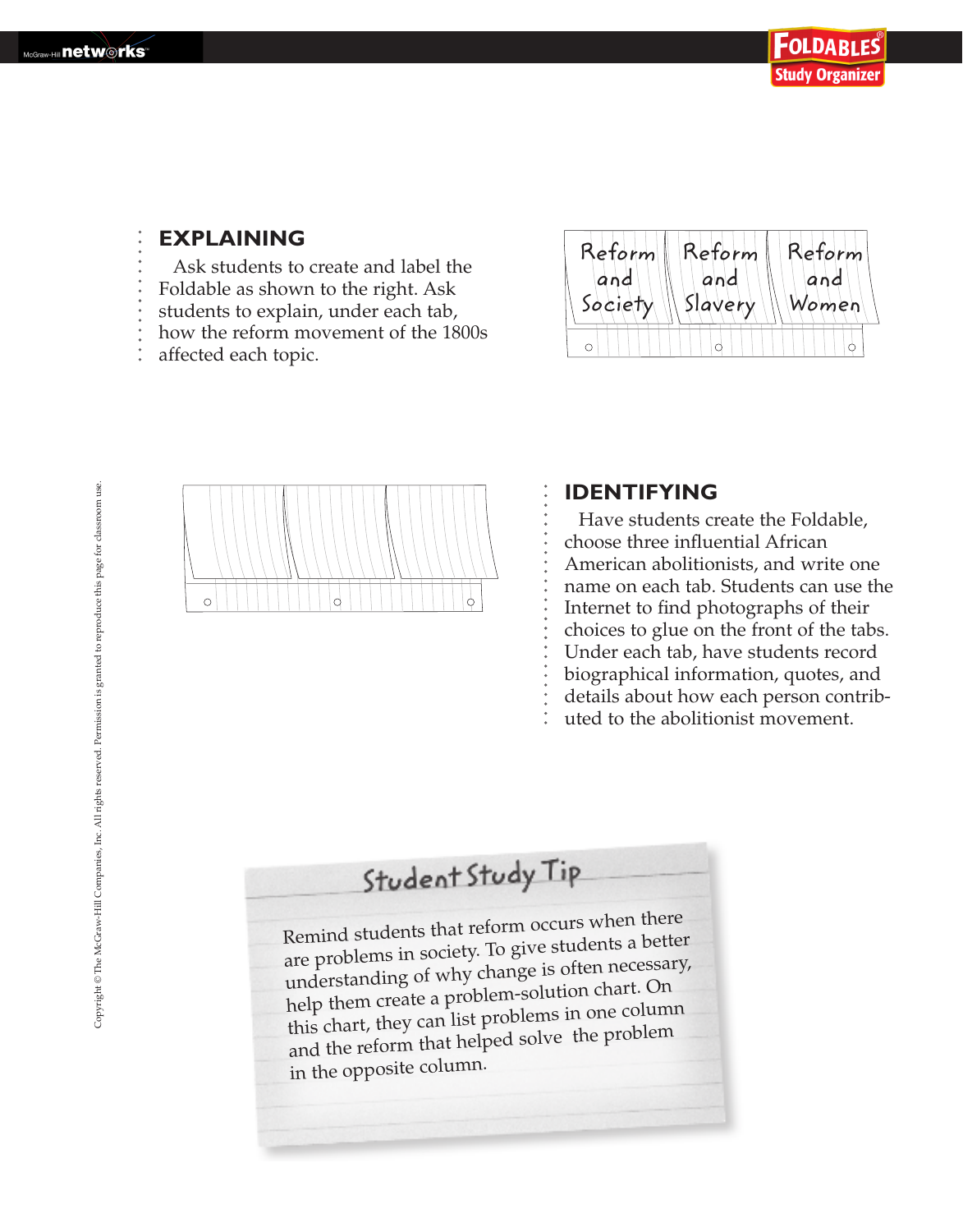## EXPLAINING

Ask students to create and label the Foldable as shown to the right. Ask students to explain, under each tab, how the reform movement of the 1800s affected each topic.

Reform and Society

Reform and Slavery

Reform and Women

## IDENTIFYING

Have students create the Foldable, choose three influential African American abolitionists, and write one name on each tab. Students can use the Internet to find photographs of their choices to glue on the front of the tabs. Under each tab, have students record biographical information, quotes, and details about how each person contributed to the abolitionist movement.

### Student Study Tip

Remind students that reform occurs when there are problems in society. To give students a better understanding of why change is often necessary, help them create a problem-solution chart. On this chart, they can list problems in one column and the reform that helped solve the problem in the opposite column.